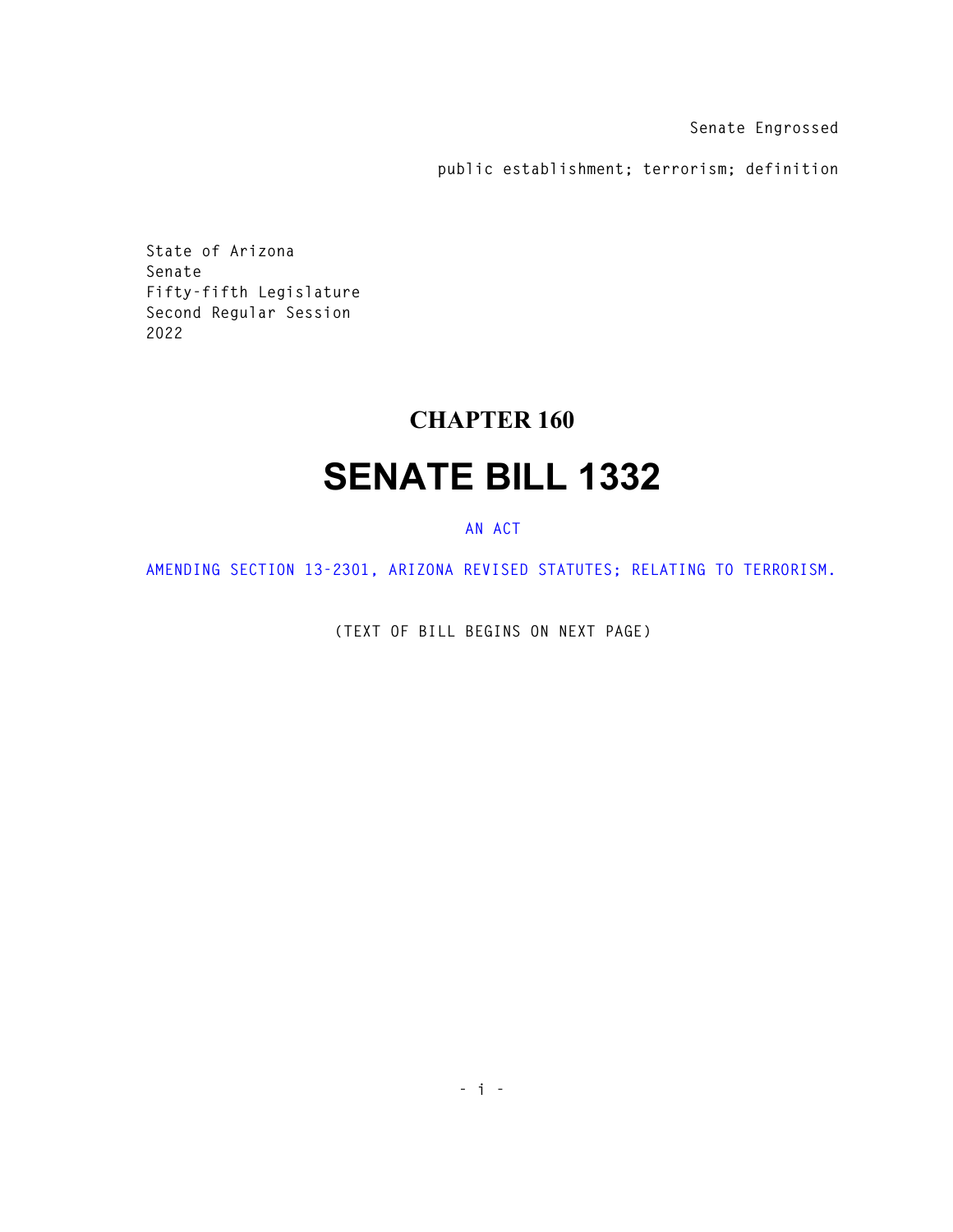Senate Engrossed

public establishment; terrorism; definition

State of Arizona
Senate
Fifty-fifth Legislature
Second Regular Session
2022

# CHAPTER 160

# SENATE BILL 1332

AN ACT

AMENDING SECTION 13-2301, ARIZONA REVISED STATUTES; RELATING TO TERRORISM.

(TEXT OF BILL BEGINS ON NEXT PAGE)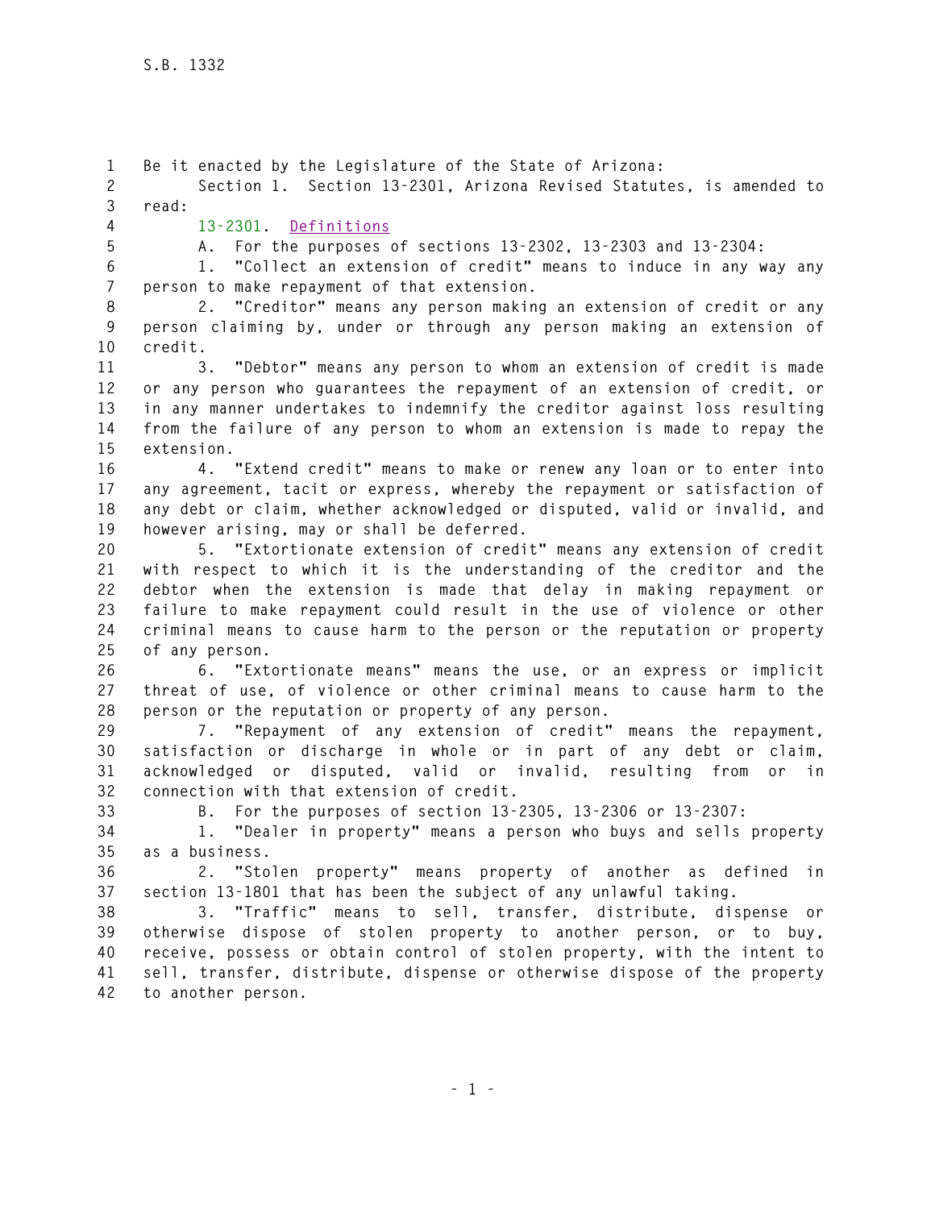Be it enacted by the Legislature of the State of Arizona:

Section 1. Section 13-2301, Arizona Revised Statutes, is amended to read:

13-2301. Definitions

A. For the purposes of sections 13-2302, 13-2303 and 13-2304:

1. "Collect an extension of credit" means to induce in any way any person to make repayment of that extension.

2. "Creditor" means any person making an extension of credit or any person claiming by, under or through any person making an extension of credit.

3. "Debtor" means any person to whom an extension of credit is made or any person who guarantees the repayment of an extension of credit, or in any manner undertakes to indemnify the creditor against loss resulting from the failure of any person to whom an extension is made to repay the extension.

4. "Extend credit" means to make or renew any loan or to enter into any agreement, tacit or express, whereby the repayment or satisfaction of any debt or claim, whether acknowledged or disputed, valid or invalid, and however arising, may or shall be deferred.

5. "Extortionate extension of credit" means any extension of credit with respect to which it is the understanding of the creditor and the debtor when the extension is made that delay in making repayment or failure to make repayment could result in the use of violence or other criminal means to cause harm to the person or the reputation or property of any person.

6. "Extortionate means" means the use, or an express or implicit threat of use, of violence or other criminal means to cause harm to the person or the reputation or property of any person.

7. "Repayment of any extension of credit" means the repayment, satisfaction or discharge in whole or in part of any debt or claim, acknowledged or disputed, valid or invalid, resulting from or in connection with that extension of credit.

B. For the purposes of section 13-2305, 13-2306 or 13-2307:

1. "Dealer in property" means a person who buys and sells property as a business.

2. "Stolen property" means property of another as defined in section 13-1801 that has been the subject of any unlawful taking.

3. "Traffic" means to sell, transfer, distribute, dispense or otherwise dispose of stolen property to another person, or to buy, receive, possess or obtain control of stolen property, with the intent to sell, transfer, distribute, dispense or otherwise dispose of the property to another person.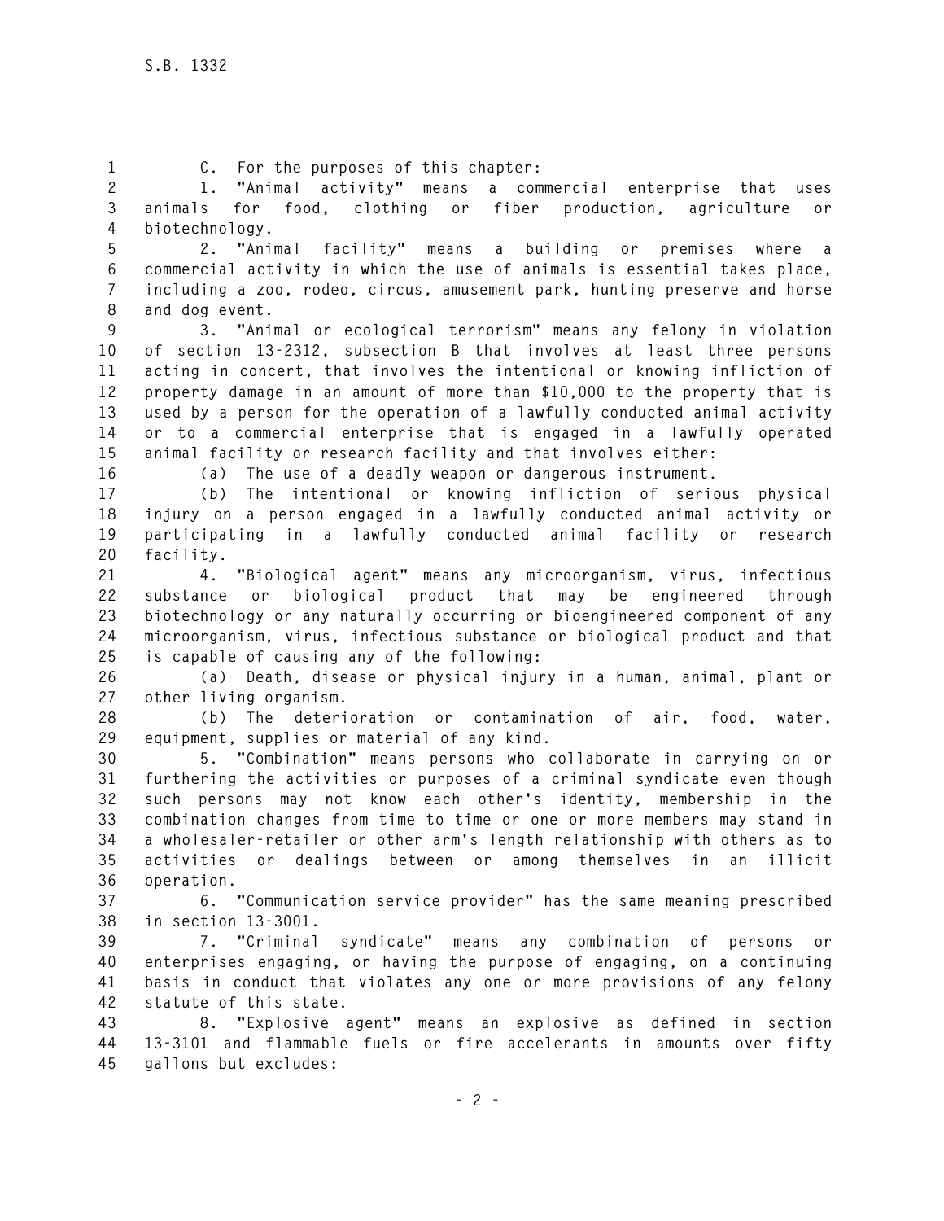C. For the purposes of this chapter:

1. "Animal activity" means a commercial enterprise that uses animals for food, clothing or fiber production, agriculture or biotechnology.

2. "Animal facility" means a building or premises where a commercial activity in which the use of animals is essential takes place, including a zoo, rodeo, circus, amusement park, hunting preserve and horse and dog event.

3. "Animal or ecological terrorism" means any felony in violation of section 13-2312, subsection B that involves at least three persons acting in concert, that involves the intentional or knowing infliction of property damage in an amount of more than $10,000 to the property that is used by a person for the operation of a lawfully conducted animal activity or to a commercial enterprise that is engaged in a lawfully operated animal facility or research facility and that involves either:

(a) The use of a deadly weapon or dangerous instrument.

(b) The intentional or knowing infliction of serious physical injury on a person engaged in a lawfully conducted animal activity or participating in a lawfully conducted animal facility or research facility.

4. "Biological agent" means any microorganism, virus, infectious substance or biological product that may be engineered through biotechnology or any naturally occurring or bioengineered component of any microorganism, virus, infectious substance or biological product and that is capable of causing any of the following:

(a) Death, disease or physical injury in a human, animal, plant or other living organism.

(b) The deterioration or contamination of air, food, water, equipment, supplies or material of any kind.

5. "Combination" means persons who collaborate in carrying on or furthering the activities or purposes of a criminal syndicate even though such persons may not know each other's identity, membership in the combination changes from time to time or one or more members may stand in a wholesaler-retailer or other arm's length relationship with others as to activities or dealings between or among themselves in an illicit operation.

6. "Communication service provider" has the same meaning prescribed in section 13-3001.

7. "Criminal syndicate" means any combination of persons or enterprises engaging, or having the purpose of engaging, on a continuing basis in conduct that violates any one or more provisions of any felony statute of this state.

8. "Explosive agent" means an explosive as defined in section 13-3101 and flammable fuels or fire accelerants in amounts over fifty gallons but excludes: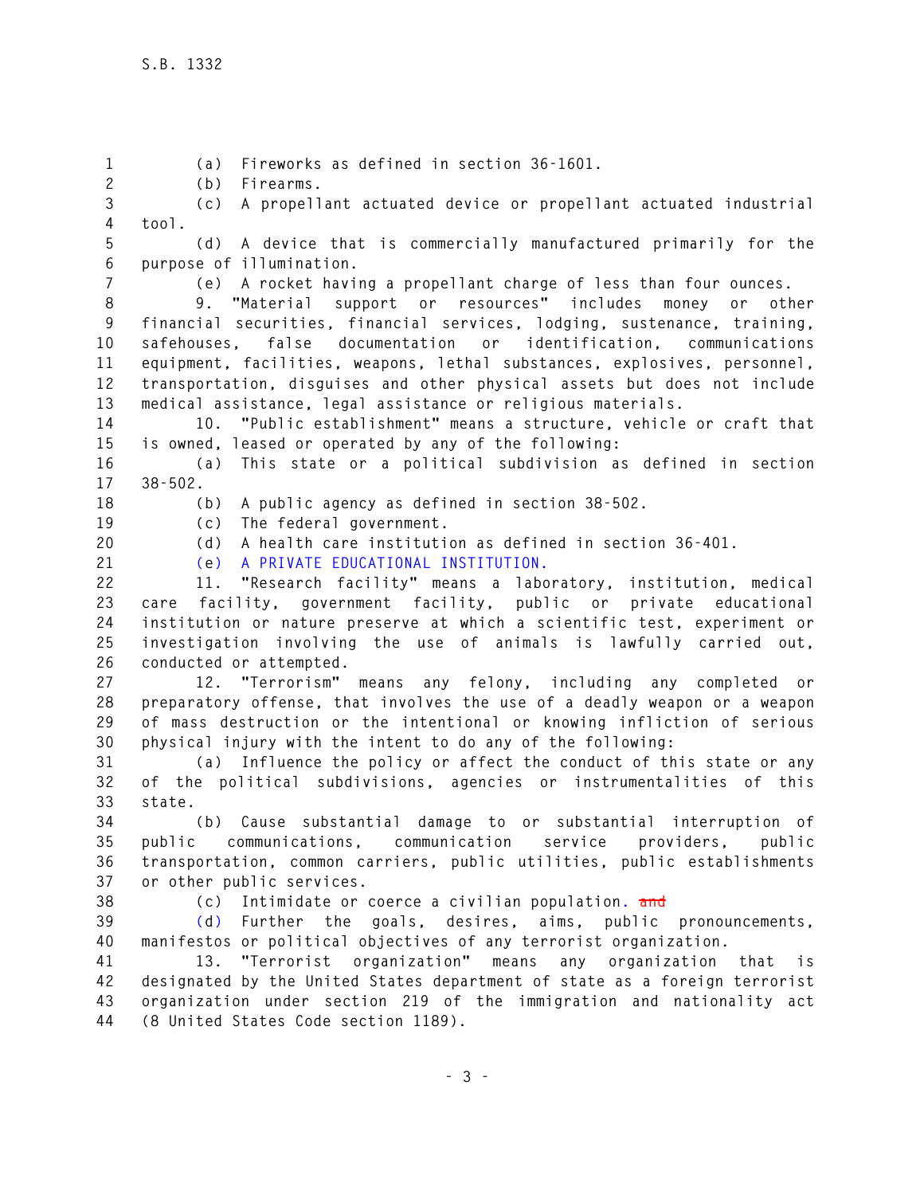(a) Fireworks as defined in section 36-1601.

(b) Firearms.

(c) A propellant actuated device or propellant actuated industrial tool.

(d) A device that is commercially manufactured primarily for the purpose of illumination.

(e) A rocket having a propellant charge of less than four ounces.

9. "Material support or resources" includes money or other financial securities, financial services, lodging, sustenance, training, safehouses, false documentation or identification, communications equipment, facilities, weapons, lethal substances, explosives, personnel, transportation, disguises and other physical assets but does not include medical assistance, legal assistance or religious materials.

10. "Public establishment" means a structure, vehicle or craft that is owned, leased or operated by any of the following:

(a) This state or a political subdivision as defined in section 38-502.

(b) A public agency as defined in section 38-502.

(c) The federal government.

(d) A health care institution as defined in section 36-401.

(e) A PRIVATE EDUCATIONAL INSTITUTION.

11. "Research facility" means a laboratory, institution, medical care facility, government facility, public or private educational institution or nature preserve at which a scientific test, experiment or investigation involving the use of animals is lawfully carried out, conducted or attempted.

12. "Terrorism" means any felony, including any completed or preparatory offense, that involves the use of a deadly weapon or a weapon of mass destruction or the intentional or knowing infliction of serious physical injury with the intent to do any of the following:

(a) Influence the policy or affect the conduct of this state or any of the political subdivisions, agencies or instrumentalities of this state.

(b) Cause substantial damage to or substantial interruption of public communications, communication service providers, public transportation, common carriers, public utilities, public establishments or other public services.

(c) Intimidate or coerce a civilian population. ~~and~~

(d) Further the goals, desires, aims, public pronouncements, manifestos or political objectives of any terrorist organization.

13. "Terrorist organization" means any organization that is designated by the United States department of state as a foreign terrorist organization under section 219 of the immigration and nationality act (8 United States Code section 1189).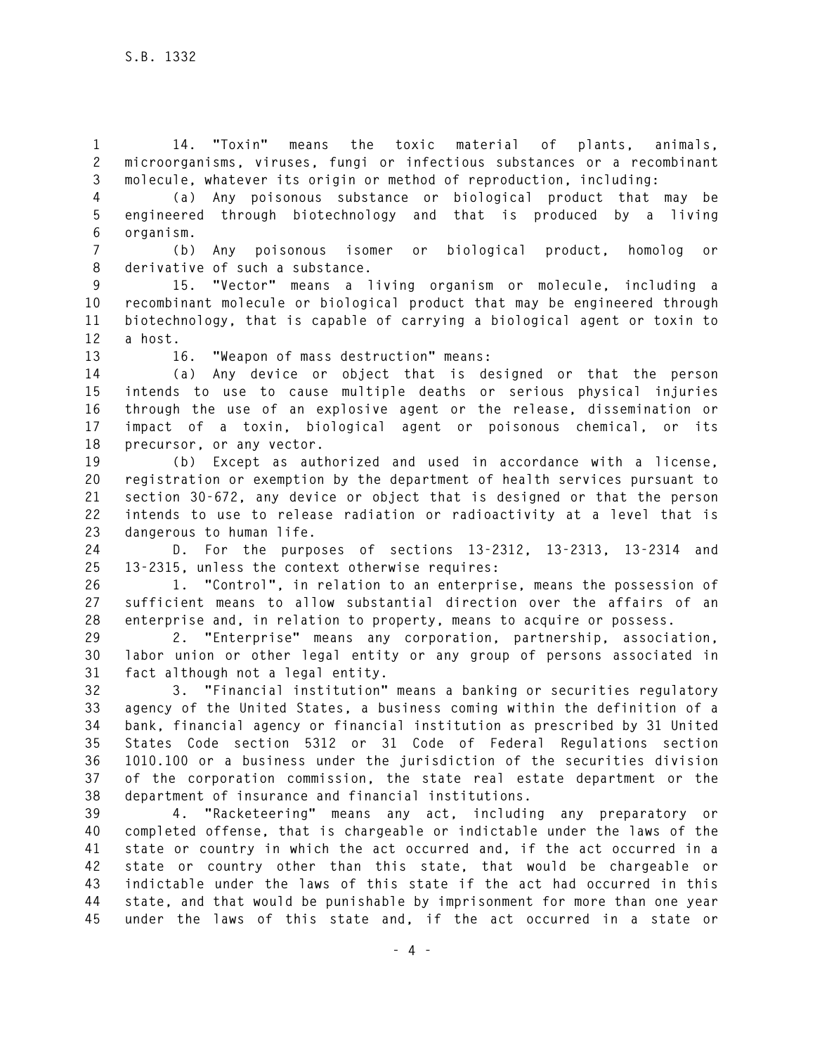14. "Toxin" means the toxic material of plants, animals, microorganisms, viruses, fungi or infectious substances or a recombinant molecule, whatever its origin or method of reproduction, including:

(a) Any poisonous substance or biological product that may be engineered through biotechnology and that is produced by a living organism.

(b) Any poisonous isomer or biological product, homolog or derivative of such a substance.

15. "Vector" means a living organism or molecule, including a recombinant molecule or biological product that may be engineered through biotechnology, that is capable of carrying a biological agent or toxin to a host.

16. "Weapon of mass destruction" means:

(a) Any device or object that is designed or that the person intends to use to cause multiple deaths or serious physical injuries through the use of an explosive agent or the release, dissemination or impact of a toxin, biological agent or poisonous chemical, or its precursor, or any vector.

(b) Except as authorized and used in accordance with a license, registration or exemption by the department of health services pursuant to section 30-672, any device or object that is designed or that the person intends to use to release radiation or radioactivity at a level that is dangerous to human life.

D. For the purposes of sections 13-2312, 13-2313, 13-2314 and 13-2315, unless the context otherwise requires:

1. "Control", in relation to an enterprise, means the possession of sufficient means to allow substantial direction over the affairs of an enterprise and, in relation to property, means to acquire or possess.

2. "Enterprise" means any corporation, partnership, association, labor union or other legal entity or any group of persons associated in fact although not a legal entity.

3. "Financial institution" means a banking or securities regulatory agency of the United States, a business coming within the definition of a bank, financial agency or financial institution as prescribed by 31 United States Code section 5312 or 31 Code of Federal Regulations section 1010.100 or a business under the jurisdiction of the securities division of the corporation commission, the state real estate department or the department of insurance and financial institutions.

4. "Racketeering" means any act, including any preparatory or completed offense, that is chargeable or indictable under the laws of the state or country in which the act occurred and, if the act occurred in a state or country other than this state, that would be chargeable or indictable under the laws of this state if the act had occurred in this state, and that would be punishable by imprisonment for more than one year under the laws of this state and, if the act occurred in a state or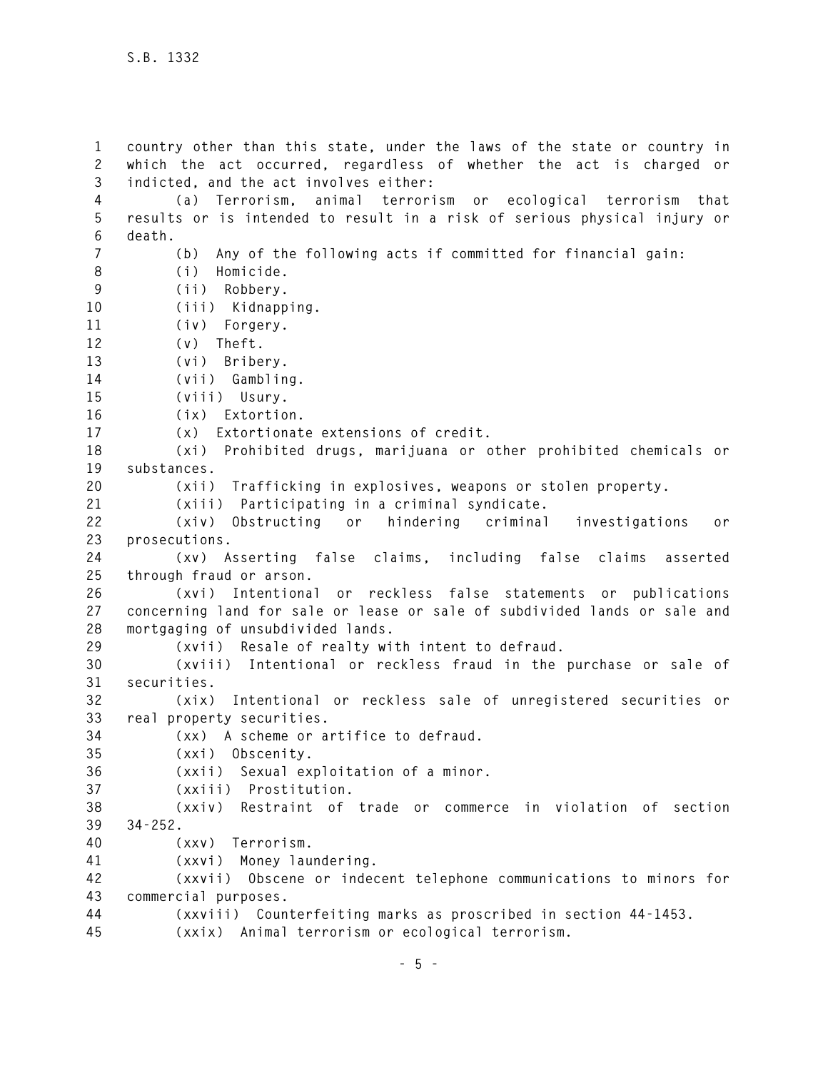country other than this state, under the laws of the state or country in which the act occurred, regardless of whether the act is charged or indicted, and the act involves either:

(a) Terrorism, animal terrorism or ecological terrorism that results or is intended to result in a risk of serious physical injury or death.

(b) Any of the following acts if committed for financial gain:

(i) Homicide.

(ii) Robbery.

(iii) Kidnapping.

(iv) Forgery.

(v) Theft.

(vi) Bribery.

(vii) Gambling.

(viii) Usury.

(ix) Extortion.

(x) Extortionate extensions of credit.

(xi) Prohibited drugs, marijuana or other prohibited chemicals or substances.

(xii) Trafficking in explosives, weapons or stolen property.

(xiii) Participating in a criminal syndicate.

(xiv) Obstructing or hindering criminal investigations or prosecutions.

(xv) Asserting false claims, including false claims asserted through fraud or arson.

(xvi) Intentional or reckless false statements or publications concerning land for sale or lease or sale of subdivided lands or sale and mortgaging of unsubdivided lands.

(xvii) Resale of realty with intent to defraud.

(xviii) Intentional or reckless fraud in the purchase or sale of securities.

(xix) Intentional or reckless sale of unregistered securities or real property securities.

(xx) A scheme or artifice to defraud.

(xxi) Obscenity.

(xxii) Sexual exploitation of a minor.

(xxiii) Prostitution.

(xxiv) Restraint of trade or commerce in violation of section 34-252.

(xxv) Terrorism.

(xxvi) Money laundering.

(xxvii) Obscene or indecent telephone communications to minors for commercial purposes.

(xxviii) Counterfeiting marks as proscribed in section 44-1453.

(xxix) Animal terrorism or ecological terrorism.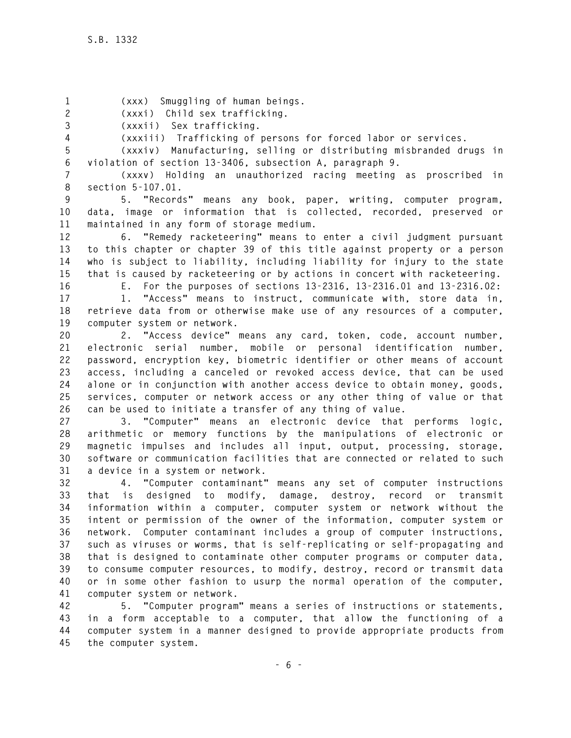(xxx) Smuggling of human beings.

(xxxi) Child sex trafficking.

(xxxii) Sex trafficking.

(xxxiii) Trafficking of persons for forced labor or services.

(xxxiv) Manufacturing, selling or distributing misbranded drugs in violation of section 13-3406, subsection A, paragraph 9.

(xxxv) Holding an unauthorized racing meeting as proscribed in section 5-107.01.

5. "Records" means any book, paper, writing, computer program, data, image or information that is collected, recorded, preserved or maintained in any form of storage medium.

6. "Remedy racketeering" means to enter a civil judgment pursuant to this chapter or chapter 39 of this title against property or a person who is subject to liability, including liability for injury to the state that is caused by racketeering or by actions in concert with racketeering.

E. For the purposes of sections 13-2316, 13-2316.01 and 13-2316.02:

1. "Access" means to instruct, communicate with, store data in, retrieve data from or otherwise make use of any resources of a computer, computer system or network.

2. "Access device" means any card, token, code, account number, electronic serial number, mobile or personal identification number, password, encryption key, biometric identifier or other means of account access, including a canceled or revoked access device, that can be used alone or in conjunction with another access device to obtain money, goods, services, computer or network access or any other thing of value or that can be used to initiate a transfer of any thing of value.

3. "Computer" means an electronic device that performs logic, arithmetic or memory functions by the manipulations of electronic or magnetic impulses and includes all input, output, processing, storage, software or communication facilities that are connected or related to such a device in a system or network.

4. "Computer contaminant" means any set of computer instructions that is designed to modify, damage, destroy, record or transmit information within a computer, computer system or network without the intent or permission of the owner of the information, computer system or network. Computer contaminant includes a group of computer instructions, such as viruses or worms, that is self-replicating or self-propagating and that is designed to contaminate other computer programs or computer data, to consume computer resources, to modify, destroy, record or transmit data or in some other fashion to usurp the normal operation of the computer, computer system or network.

5. "Computer program" means a series of instructions or statements, in a form acceptable to a computer, that allow the functioning of a computer system in a manner designed to provide appropriate products from the computer system.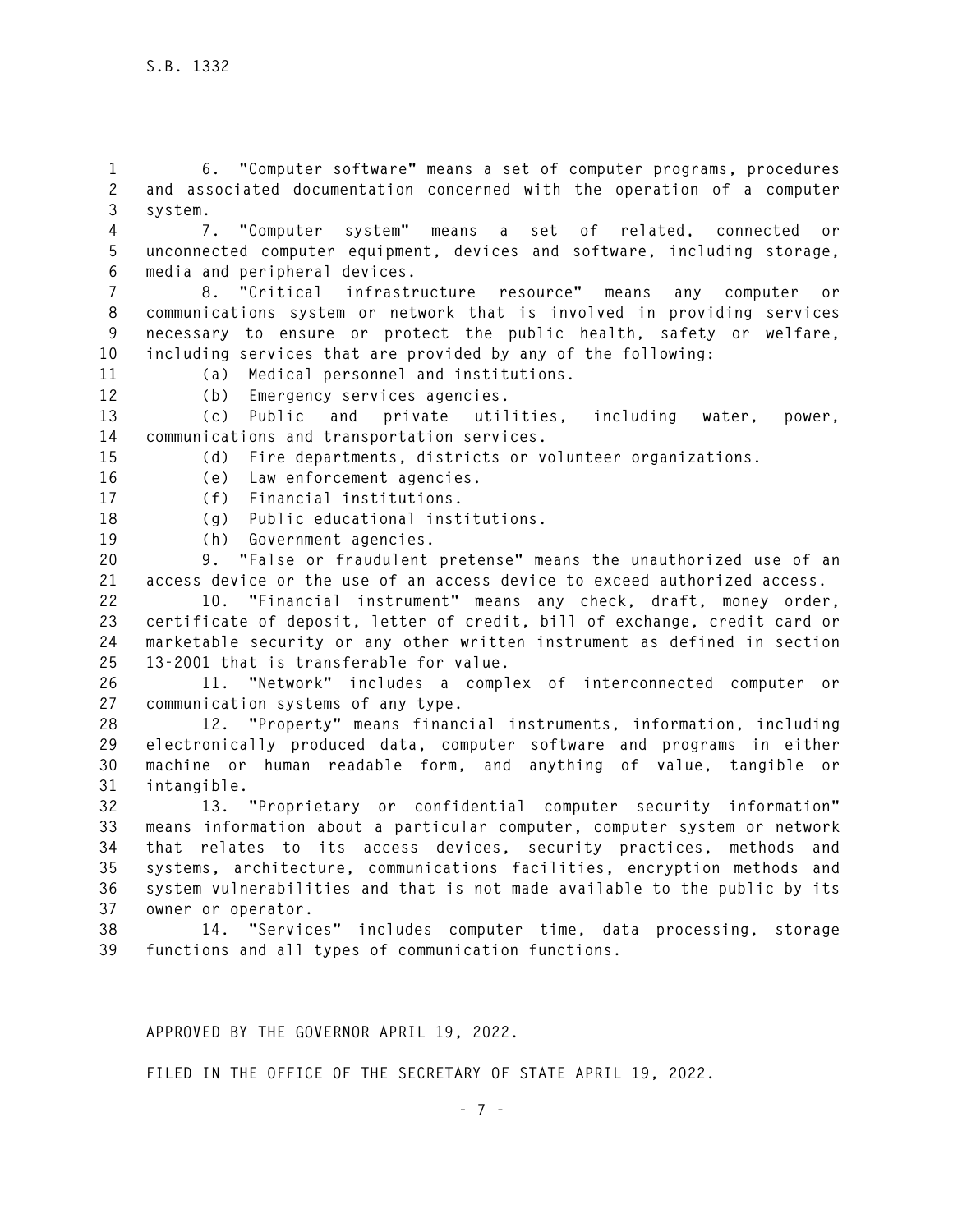6. "Computer software" means a set of computer programs, procedures and associated documentation concerned with the operation of a computer system.

7. "Computer system" means a set of related, connected or unconnected computer equipment, devices and software, including storage, media and peripheral devices.

8. "Critical infrastructure resource" means any computer or communications system or network that is involved in providing services necessary to ensure or protect the public health, safety or welfare, including services that are provided by any of the following:

(a) Medical personnel and institutions.

(b) Emergency services agencies.

(c) Public and private utilities, including water, power, communications and transportation services.

(d) Fire departments, districts or volunteer organizations.

(e) Law enforcement agencies.

(f) Financial institutions.

(g) Public educational institutions.

(h) Government agencies.

9. "False or fraudulent pretense" means the unauthorized use of an access device or the use of an access device to exceed authorized access.

10. "Financial instrument" means any check, draft, money order, certificate of deposit, letter of credit, bill of exchange, credit card or marketable security or any other written instrument as defined in section 13-2001 that is transferable for value.

11. "Network" includes a complex of interconnected computer or communication systems of any type.

12. "Property" means financial instruments, information, including electronically produced data, computer software and programs in either machine or human readable form, and anything of value, tangible or intangible.

13. "Proprietary or confidential computer security information" means information about a particular computer, computer system or network that relates to its access devices, security practices, methods and systems, architecture, communications facilities, encryption methods and system vulnerabilities and that is not made available to the public by its owner or operator.

14. "Services" includes computer time, data processing, storage functions and all types of communication functions.

APPROVED BY THE GOVERNOR APRIL 19, 2022.

FILED IN THE OFFICE OF THE SECRETARY OF STATE APRIL 19, 2022.